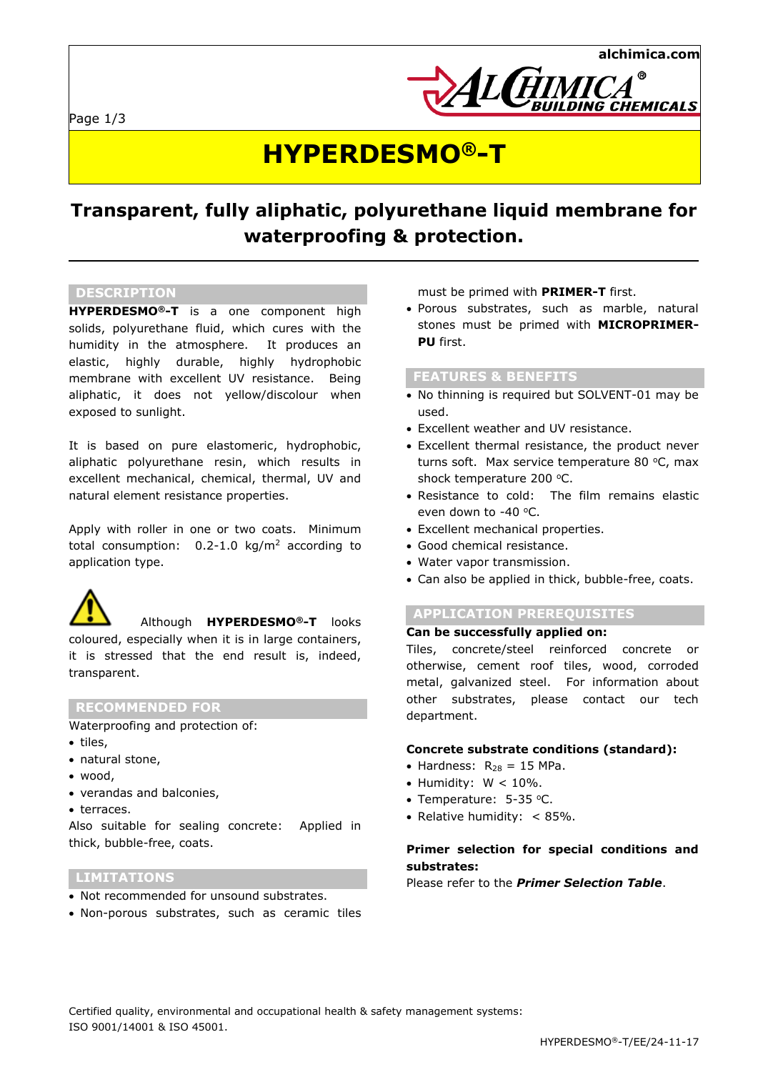// HYPERDESMO®-T

## Transparent, fully aliphatic, polyurethane liquid membrane for waterproofing & protection.

### DESCRIPTION

**HYPERDESMO®-T** is a one component high solids, polyurethane fluid, which cures with the humidity in the atmosphere. It produces an elastic, highly durable, highly hydrophobic membrane with excellent UV resistance. Being aliphatic, it does not yellow/discolour when exposed to sunlight.

It is based on pure elastomeric, hydrophobic, aliphatic polyurethane resin, which results in excellent mechanical, chemical, thermal, UV and natural element resistance properties.

Apply with roller in one or two coats. Minimum total consumption: 0.2-1.0 kg/m$^2$ according to application type.

⚠ Although **HYPERDESMO®-T** looks coloured, especially when it is in large containers, it is stressed that the end result is, indeed, transparent.

### RECOMMENDED FOR

Waterproofing and protection of:

- tiles,
- natural stone,
- wood,
- verandas and balconies,
- terraces.

Also suitable for sealing concrete: Applied in thick, bubble-free, coats.

### LIMITATIONS

- Not recommended for unsound substrates.
- Non-porous substrates, such as ceramic tiles must be primed with **PRIMER-T** first.
- Porous substrates, such as marble, natural stones must be primed with **MICROPRIMER-PU** first.

### FEATURES & BENEFITS

- No thinning is required but SOLVENT-01 may be used.
- Excellent weather and UV resistance.
- Excellent thermal resistance, the product never turns soft. Max service temperature 80 °C, max shock temperature 200 °C.
- Resistance to cold: The film remains elastic even down to -40 °C.
- Excellent mechanical properties.
- Good chemical resistance.
- Water vapor transmission.
- Can also be applied in thick, bubble-free, coats.

### APPLICATION PREREQUISITES

**Can be successfully applied on:**

Tiles, concrete/steel reinforced concrete or otherwise, cement roof tiles, wood, corroded metal, galvanized steel. For information about other substrates, please contact our tech department.

**Concrete substrate conditions (standard):**

- Hardness: $R_{28}$ = 15 MPa.
- Humidity: W < 10%.
- Temperature: 5-35 °C.
- Relative humidity: < 85%.

**Primer selection for special conditions and substrates:**

Please refer to the ***Primer Selection Table***.

Certified quality, environmental and occupational health & safety management systems: ISO 9001/14001 & ISO 45001.

HYPERDESMO®-T/EE/24-11-17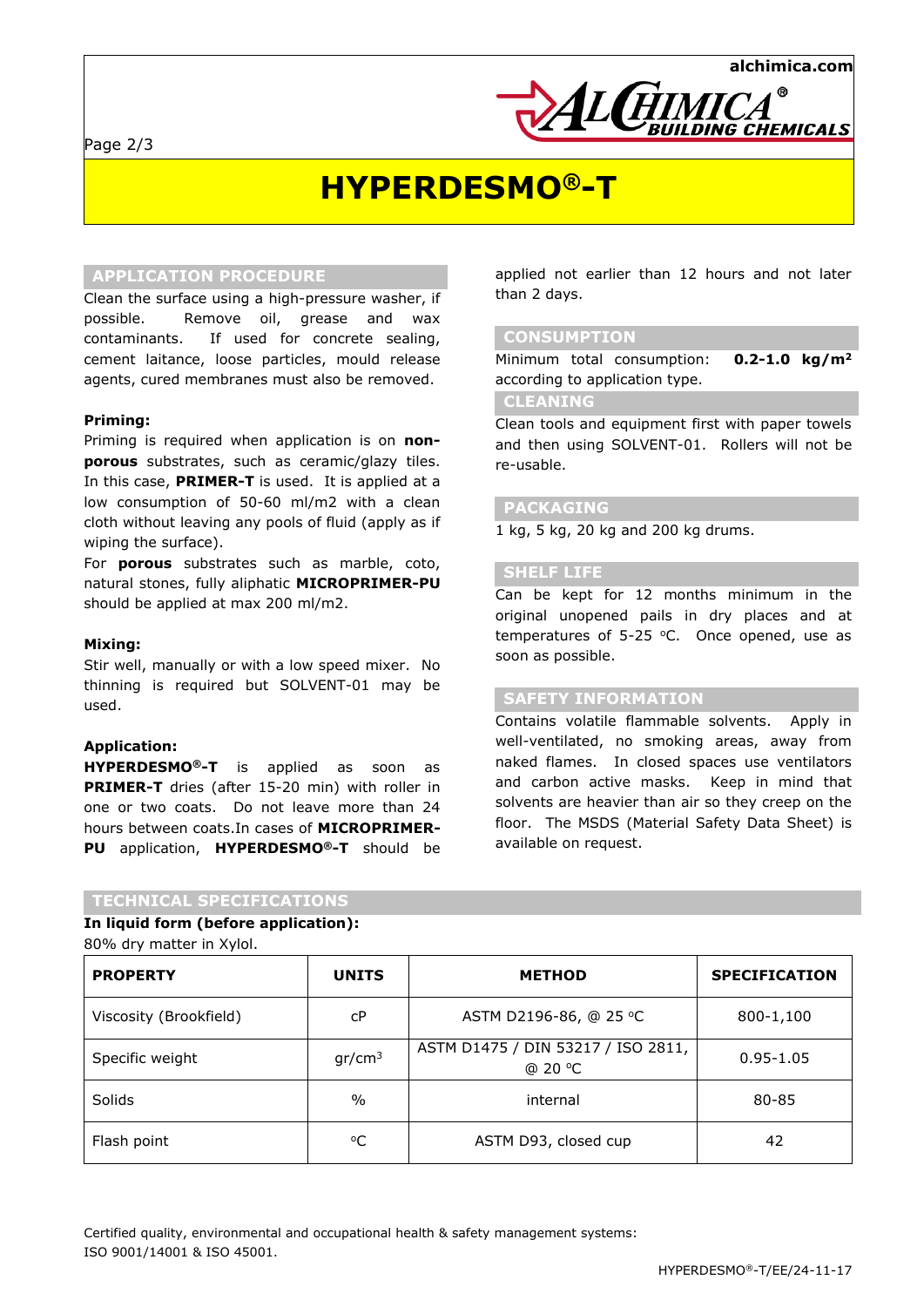# HYPERDESMO®-T

## APPLICATION PROCEDURE

Clean the surface using a high-pressure washer, if possible. Remove oil, grease and wax contaminants. If used for concrete sealing, cement laitance, loose particles, mould release agents, cured membranes must also be removed.

**Priming:**
Priming is required when application is on **non-porous** substrates, such as ceramic/glazy tiles. In this case, **PRIMER-T** is used. It is applied at a low consumption of 50-60 ml/m2 with a clean cloth without leaving any pools of fluid (apply as if wiping the surface).
For **porous** substrates such as marble, coto, natural stones, fully aliphatic **MICROPRIMER-PU** should be applied at max 200 ml/m2.

**Mixing:**
Stir well, manually or with a low speed mixer. No thinning is required but SOLVENT-01 may be used.

**Application:**
**HYPERDESMO®-T** is applied as soon as **PRIMER-T** dries (after 15-20 min) with roller in one or two coats. Do not leave more than 24 hours between coats.In cases of **MICROPRIMER-PU** application, **HYPERDESMO®-T** should be applied not earlier than 12 hours and not later than 2 days.

## CONSUMPTION

Minimum total consumption: **0.2-1.0 kg/m²** according to application type.

## CLEANING

Clean tools and equipment first with paper towels and then using SOLVENT-01. Rollers will not be re-usable.

## PACKAGING

1 kg, 5 kg, 20 kg and 200 kg drums.

## SHELF LIFE

Can be kept for 12 months minimum in the original unopened pails in dry places and at temperatures of 5-25 °C. Once opened, use as soon as possible.

## SAFETY INFORMATION

Contains volatile flammable solvents. Apply in well-ventilated, no smoking areas, away from naked flames. In closed spaces use ventilators and carbon active masks. Keep in mind that solvents are heavier than air so they creep on the floor. The MSDS (Material Safety Data Sheet) is available on request.

## TECHNICAL SPECIFICATIONS

**In liquid form (before application):**
80% dry matter in Xylol.

| PROPERTY | UNITS | METHOD | SPECIFICATION |
|---|---|---|---|
| Viscosity (Brookfield) | cP | ASTM D2196-86, @ 25 °C | 800-1,100 |
| Specific weight | gr/cm³ | ASTM D1475 / DIN 53217 / ISO 2811, @ 20 °C | 0.95-1.05 |
| Solids | % | internal | 80-85 |
| Flash point | °C | ASTM D93, closed cup | 42 |

Certified quality, environmental and occupational health & safety management systems: ISO 9001/14001 & ISO 45001.

HYPERDESMO®-T/EE/24-11-17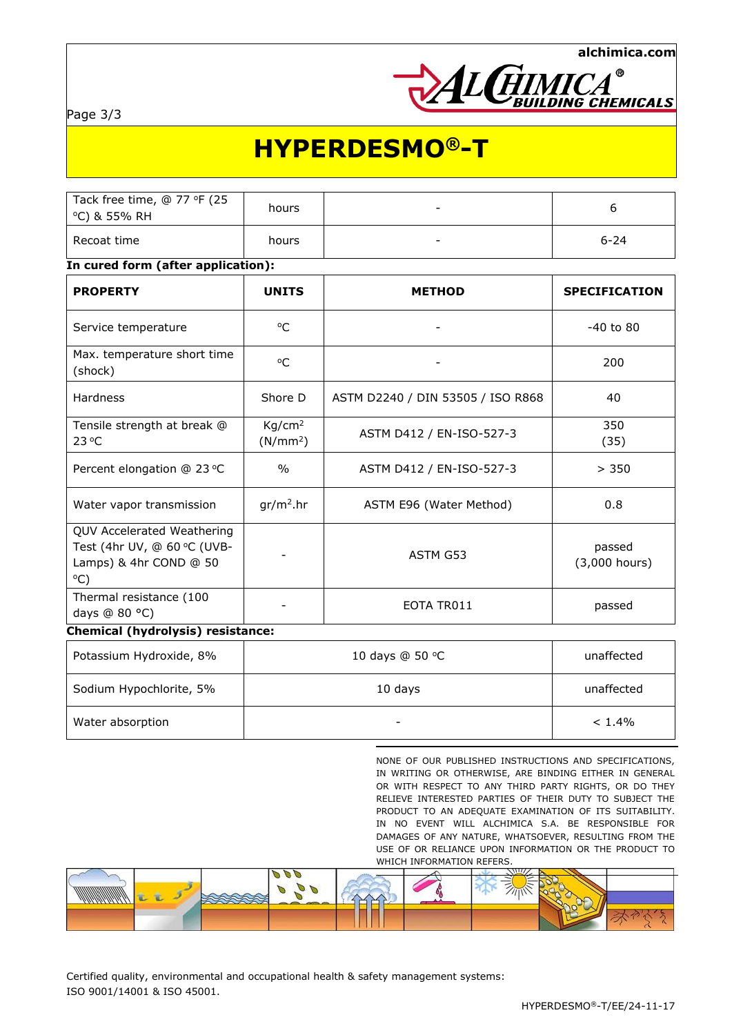# HYPERDESMO®-T

| | | | |
|---|---|---|---|
| Tack free time, @ 77 °F (25 °C) & 55% RH | hours | - | 6 |
| Recoat time | hours | - | 6-24 |

**In cured form (after application):**

| PROPERTY | UNITS | METHOD | SPECIFICATION |
|---|---|---|---|
| Service temperature | °C | - | -40 to 80 |
| Max. temperature short time (shock) | °C | - | 200 |
| Hardness | Shore D | ASTM D2240 / DIN 53505 / ISO R868 | 40 |
| Tensile strength at break @ 23 °C | Kg/cm$^2$ (N/mm$^2$) | ASTM D412 / EN-ISO-527-3 | 350 (35) |
| Percent elongation @ 23 °C | % | ASTM D412 / EN-ISO-527-3 | > 350 |
| Water vapor transmission | gr/m$^2$.hr | ASTM E96 (Water Method) | 0.8 |
| QUV Accelerated Weathering Test (4hr UV, @ 60 °C (UVB-Lamps) & 4hr COND @ 50 °C) | - | ASTM G53 | passed (3,000 hours) |
| Thermal resistance (100 days @ 80 °C) | - | EOTA TR011 | passed |

**Chemical (hydrolysis) resistance:**

| | | |
|---|---|---|
| Potassium Hydroxide, 8% | 10 days @ 50 °C | unaffected |
| Sodium Hypochlorite, 5% | 10 days | unaffected |
| Water absorption | - | < 1.4% |

NONE OF OUR PUBLISHED INSTRUCTIONS AND SPECIFICATIONS, IN WRITING OR OTHERWISE, ARE BINDING EITHER IN GENERAL OR WITH RESPECT TO ANY THIRD PARTY RIGHTS, OR DO THEY RELIEVE INTERESTED PARTIES OF THEIR DUTY TO SUBJECT THE PRODUCT TO AN ADEQUATE EXAMINATION OF ITS SUITABILITY. IN NO EVENT WILL ALCHIMICA S.A. BE RESPONSIBLE FOR DAMAGES OF ANY NATURE, WHATSOEVER, RESULTING FROM THE USE OF OR RELIANCE UPON INFORMATION OR THE PRODUCT TO WHICH INFORMATION REFERS.

Certified quality, environmental and occupational health & safety management systems: ISO 9001/14001 & ISO 45001.

HYPERDESMO®-T/EE/24-11-17